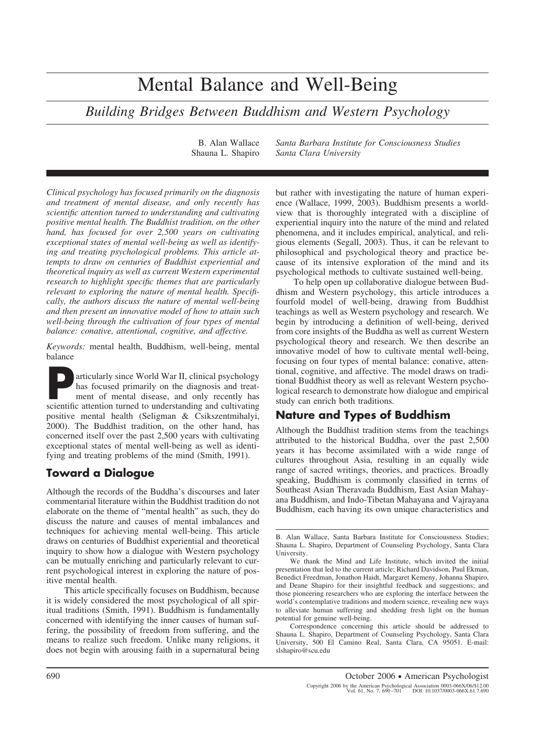# Mental Balance and Well-Being

## *Building Bridges Between Buddhism and Western Psychology*

B. Alan Wallace — *Santa Barbara Institute for Consciousness Studies*
Shauna L. Shapiro — *Santa Clara University*

*Clinical psychology has focused primarily on the diagnosis and treatment of mental disease, and only recently has scientific attention turned to understanding and cultivating positive mental health. The Buddhist tradition, on the other hand, has focused for over 2,500 years on cultivating exceptional states of mental well-being as well as identifying and treating psychological problems. This article attempts to draw on centuries of Buddhist experiential and theoretical inquiry as well as current Western experimental research to highlight specific themes that are particularly relevant to exploring the nature of mental health. Specifically, the authors discuss the nature of mental well-being and then present an innovative model of how to attain such well-being through the cultivation of four types of mental balance: conative, attentional, cognitive, and affective.*

*Keywords:* mental health, Buddhism, well-being, mental balance

Particularly since World War II, clinical psychology has focused primarily on the diagnosis and treatment of mental disease, and only recently has scientific attention turned to understanding and cultivating positive mental health (Seligman & Csikszentmihalyi, 2000). The Buddhist tradition, on the other hand, has concerned itself over the past 2,500 years with cultivating exceptional states of mental well-being as well as identifying and treating problems of the mind (Smith, 1991).

## Toward a Dialogue

Although the records of the Buddha's discourses and later commentarial literature within the Buddhist tradition do not elaborate on the theme of "mental health" as such, they do discuss the nature and causes of mental imbalances and techniques for achieving mental well-being. This article draws on centuries of Buddhist experiential and theoretical inquiry to show how a dialogue with Western psychology can be mutually enriching and particularly relevant to current psychological interest in exploring the nature of positive mental health.

This article specifically focuses on Buddhism, because it is widely considered the most psychological of all spiritual traditions (Smith, 1991). Buddhism is fundamentally concerned with identifying the inner causes of human suffering, the possibility of freedom from suffering, and the means to realize such freedom. Unlike many religions, it does not begin with arousing faith in a supernatural being but rather with investigating the nature of human experience (Wallace, 1999, 2003). Buddhism presents a worldview that is thoroughly integrated with a discipline of experiential inquiry into the nature of the mind and related phenomena, and it includes empirical, analytical, and religious elements (Segall, 2003). Thus, it can be relevant to philosophical and psychological theory and practice because of its intensive exploration of the mind and its psychological methods to cultivate sustained well-being.

To help open up collaborative dialogue between Buddhism and Western psychology, this article introduces a fourfold model of well-being, drawing from Buddhist teachings as well as Western psychology and research. We begin by introducing a definition of well-being, derived from core insights of the Buddha as well as current Western psychological theory and research. We then describe an innovative model of how to cultivate mental well-being, focusing on four types of mental balance: conative, attentional, cognitive, and affective. The model draws on traditional Buddhist theory as well as relevant Western psychological research to demonstrate how dialogue and empirical study can enrich both traditions.

## Nature and Types of Buddhism

Although the Buddhist tradition stems from the teachings attributed to the historical Buddha, over the past 2,500 years it has become assimilated with a wide range of cultures throughout Asia, resulting in an equally wide range of sacred writings, theories, and practices. Broadly speaking, Buddhism is commonly classified in terms of Southeast Asian Theravada Buddhism, East Asian Mahayana Buddhism, and Indo-Tibetan Mahayana and Vajrayana Buddhism, each having its own unique characteristics and

---

B. Alan Wallace, Santa Barbara Institute for Consciousness Studies; Shauna L. Shapiro, Department of Counseling Psychology, Santa Clara University.

We thank the Mind and Life Institute, which invited the initial presentation that led to the current article; Richard Davidson, Paul Ekman, Benedict Freedman, Jonathon Haidt, Margaret Kemeny, Johanna Shapiro, and Deane Shapiro for their insightful feedback and suggestions; and those pioneering researchers who are exploring the interface between the world's contemplative traditions and modern science, revealing new ways to alleviate human suffering and shedding fresh light on the human potential for genuine well-being.

Correspondence concerning this article should be addressed to Shauna L. Shapiro, Department of Counseling Psychology, Santa Clara University, 500 El Camino Real, Santa Clara, CA 95051. E-mail: slshapiro@scu.edu

Copyright 2006 by the American Psychological Association 0003-066X/06/$12.00
Vol. 61, No. 7, 690–701 DOI: 10.1037/0003-066X.61.7.690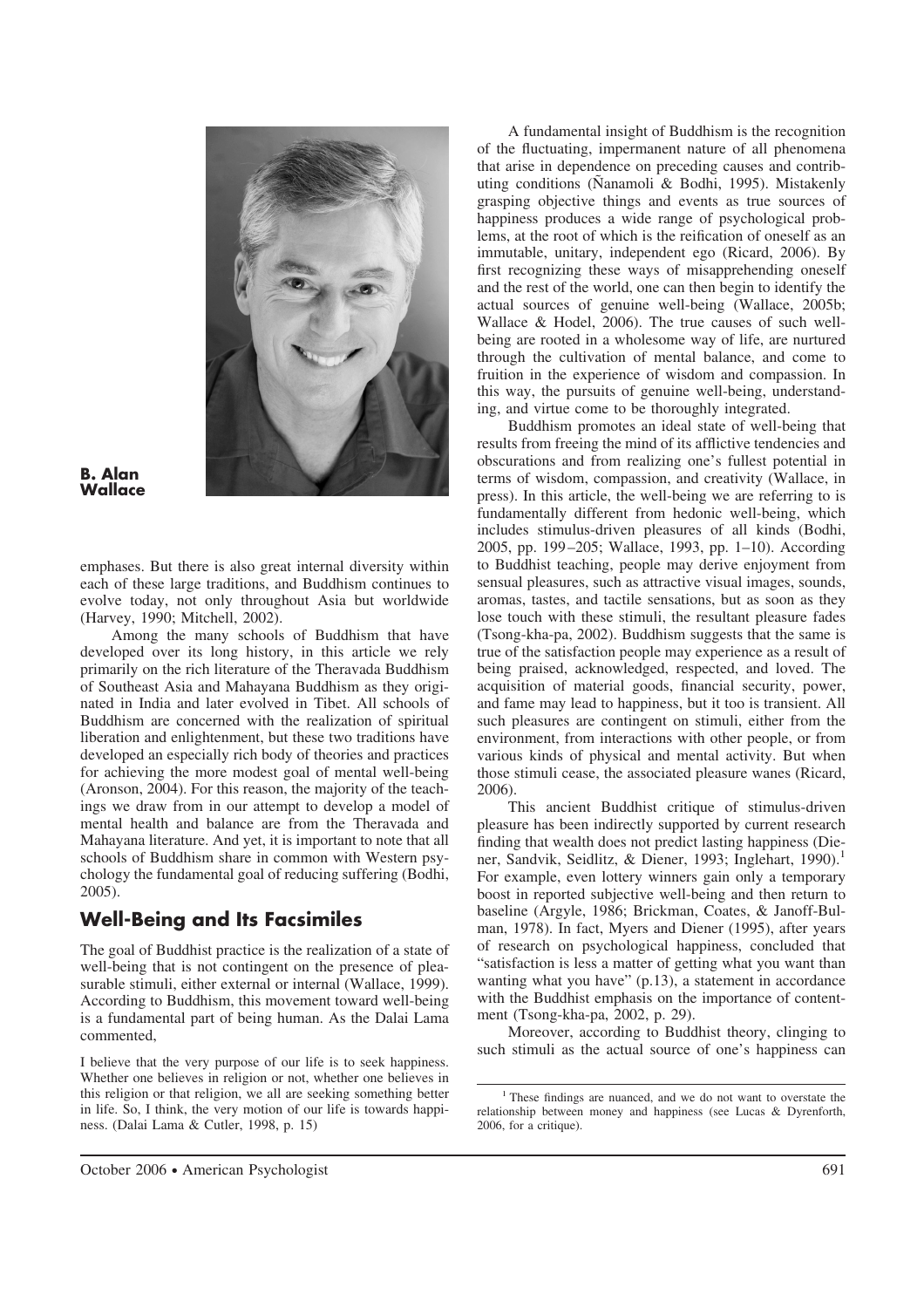**B. Alan Wallace**

emphases. But there is also great internal diversity within each of these large traditions, and Buddhism continues to evolve today, not only throughout Asia but worldwide (Harvey, 1990; Mitchell, 2002).

Among the many schools of Buddhism that have developed over its long history, in this article we rely primarily on the rich literature of the Theravada Buddhism of Southeast Asia and Mahayana Buddhism as they originated in India and later evolved in Tibet. All schools of Buddhism are concerned with the realization of spiritual liberation and enlightenment, but these two traditions have developed an especially rich body of theories and practices for achieving the more modest goal of mental well-being (Aronson, 2004). For this reason, the majority of the teachings we draw from in our attempt to develop a model of mental health and balance are from the Theravada and Mahayana literature. And yet, it is important to note that all schools of Buddhism share in common with Western psychology the fundamental goal of reducing suffering (Bodhi, 2005).

## Well-Being and Its Facsimiles

The goal of Buddhist practice is the realization of a state of well-being that is not contingent on the presence of pleasurable stimuli, either external or internal (Wallace, 1999). According to Buddhism, this movement toward well-being is a fundamental part of being human. As the Dalai Lama commented,

> I believe that the very purpose of our life is to seek happiness. Whether one believes in religion or not, whether one believes in this religion or that religion, we all are seeking something better in life. So, I think, the very motion of our life is towards happiness. (Dalai Lama & Cutler, 1998, p. 15)

A fundamental insight of Buddhism is the recognition of the fluctuating, impermanent nature of all phenomena that arise in dependence on preceding causes and contributing conditions (Ñanamoli & Bodhi, 1995). Mistakenly grasping objective things and events as true sources of happiness produces a wide range of psychological problems, at the root of which is the reification of oneself as an immutable, unitary, independent ego (Ricard, 2006). By first recognizing these ways of misapprehending oneself and the rest of the world, one can then begin to identify the actual sources of genuine well-being (Wallace, 2005b; Wallace & Hodel, 2006). The true causes of such well-being are rooted in a wholesome way of life, are nurtured through the cultivation of mental balance, and come to fruition in the experience of wisdom and compassion. In this way, the pursuits of genuine well-being, understanding, and virtue come to be thoroughly integrated.

Buddhism promotes an ideal state of well-being that results from freeing the mind of its afflictive tendencies and obscurations and from realizing one's fullest potential in terms of wisdom, compassion, and creativity (Wallace, in press). In this article, the well-being we are referring to is fundamentally different from hedonic well-being, which includes stimulus-driven pleasures of all kinds (Bodhi, 2005, pp. 199–205; Wallace, 1993, pp. 1–10). According to Buddhist teaching, people may derive enjoyment from sensual pleasures, such as attractive visual images, sounds, aromas, tastes, and tactile sensations, but as soon as they lose touch with these stimuli, the resultant pleasure fades (Tsong-kha-pa, 2002). Buddhism suggests that the same is true of the satisfaction people may experience as a result of being praised, acknowledged, respected, and loved. The acquisition of material goods, financial security, power, and fame may lead to happiness, but it too is transient. All such pleasures are contingent on stimuli, either from the environment, from interactions with other people, or from various kinds of physical and mental activity. But when those stimuli cease, the associated pleasure wanes (Ricard, 2006).

This ancient Buddhist critique of stimulus-driven pleasure has been indirectly supported by current research finding that wealth does not predict lasting happiness (Diener, Sandvik, Seidlitz, & Diener, 1993; Inglehart, 1990).[1] For example, even lottery winners gain only a temporary boost in reported subjective well-being and then return to baseline (Argyle, 1986; Brickman, Coates, & Janoff-Bulman, 1978). In fact, Myers and Diener (1995), after years of research on psychological happiness, concluded that "satisfaction is less a matter of getting what you want than wanting what you have" (p.13), a statement in accordance with the Buddhist emphasis on the importance of contentment (Tsong-kha-pa, 2002, p. 29).

Moreover, according to Buddhist theory, clinging to such stimuli as the actual source of one's happiness can

[1] These findings are nuanced, and we do not want to overstate the relationship between money and happiness (see Lucas & Dyrenforth, 2006, for a critique).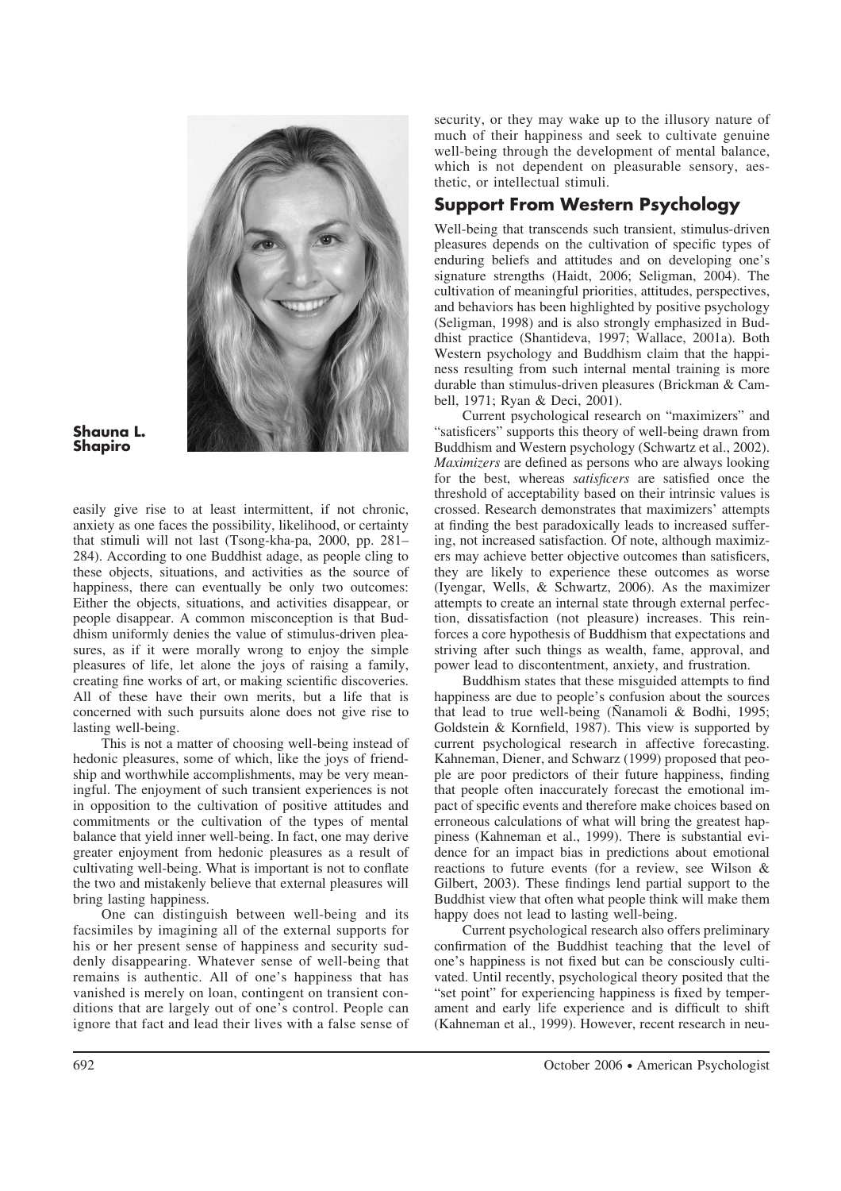**Shauna L. Shapiro**

easily give rise to at least intermittent, if not chronic, anxiety as one faces the possibility, likelihood, or certainty that stimuli will not last (Tsong-kha-pa, 2000, pp. 281–284). According to one Buddhist adage, as people cling to these objects, situations, and activities as the source of happiness, there can eventually be only two outcomes: Either the objects, situations, and activities disappear, or people disappear. A common misconception is that Buddhism uniformly denies the value of stimulus-driven pleasures, as if it were morally wrong to enjoy the simple pleasures of life, let alone the joys of raising a family, creating fine works of art, or making scientific discoveries. All of these have their own merits, but a life that is concerned with such pursuits alone does not give rise to lasting well-being.

This is not a matter of choosing well-being instead of hedonic pleasures, some of which, like the joys of friendship and worthwhile accomplishments, may be very meaningful. The enjoyment of such transient experiences is not in opposition to the cultivation of positive attitudes and commitments or the cultivation of the types of mental balance that yield inner well-being. In fact, one may derive greater enjoyment from hedonic pleasures as a result of cultivating well-being. What is important is not to conflate the two and mistakenly believe that external pleasures will bring lasting happiness.

One can distinguish between well-being and its facsimiles by imagining all of the external supports for his or her present sense of happiness and security suddenly disappearing. Whatever sense of well-being that remains is authentic. All of one's happiness that has vanished is merely on loan, contingent on transient conditions that are largely out of one's control. People can ignore that fact and lead their lives with a false sense of security, or they may wake up to the illusory nature of much of their happiness and seek to cultivate genuine well-being through the development of mental balance, which is not dependent on pleasurable sensory, aesthetic, or intellectual stimuli.

## Support From Western Psychology

Well-being that transcends such transient, stimulus-driven pleasures depends on the cultivation of specific types of enduring beliefs and attitudes and on developing one's signature strengths (Haidt, 2006; Seligman, 2004). The cultivation of meaningful priorities, attitudes, perspectives, and behaviors has been highlighted by positive psychology (Seligman, 1998) and is also strongly emphasized in Buddhist practice (Shantideva, 1997; Wallace, 2001a). Both Western psychology and Buddhism claim that the happiness resulting from such internal mental training is more durable than stimulus-driven pleasures (Brickman & Cambell, 1971; Ryan & Deci, 2001).

Current psychological research on "maximizers" and "satisficers" supports this theory of well-being drawn from Buddhism and Western psychology (Schwartz et al., 2002). *Maximizers* are defined as persons who are always looking for the best, whereas *satisficers* are satisfied once the threshold of acceptability based on their intrinsic values is crossed. Research demonstrates that maximizers' attempts at finding the best paradoxically leads to increased suffering, not increased satisfaction. Of note, although maximizers may achieve better objective outcomes than satisficers, they are likely to experience these outcomes as worse (Iyengar, Wells, & Schwartz, 2006). As the maximizer attempts to create an internal state through external perfection, dissatisfaction (not pleasure) increases. This reinforces a core hypothesis of Buddhism that expectations and striving after such things as wealth, fame, approval, and power lead to discontentment, anxiety, and frustration.

Buddhism states that these misguided attempts to find happiness are due to people's confusion about the sources that lead to true well-being (Ñanamoli & Bodhi, 1995; Goldstein & Kornfield, 1987). This view is supported by current psychological research in affective forecasting. Kahneman, Diener, and Schwarz (1999) proposed that people are poor predictors of their future happiness, finding that people often inaccurately forecast the emotional impact of specific events and therefore make choices based on erroneous calculations of what will bring the greatest happiness (Kahneman et al., 1999). There is substantial evidence for an impact bias in predictions about emotional reactions to future events (for a review, see Wilson & Gilbert, 2003). These findings lend partial support to the Buddhist view that often what people think will make them happy does not lead to lasting well-being.

Current psychological research also offers preliminary confirmation of the Buddhist teaching that the level of one's happiness is not fixed but can be consciously cultivated. Until recently, psychological theory posited that the "set point" for experiencing happiness is fixed by temperament and early life experience and is difficult to shift (Kahneman et al., 1999). However, recent research in neu-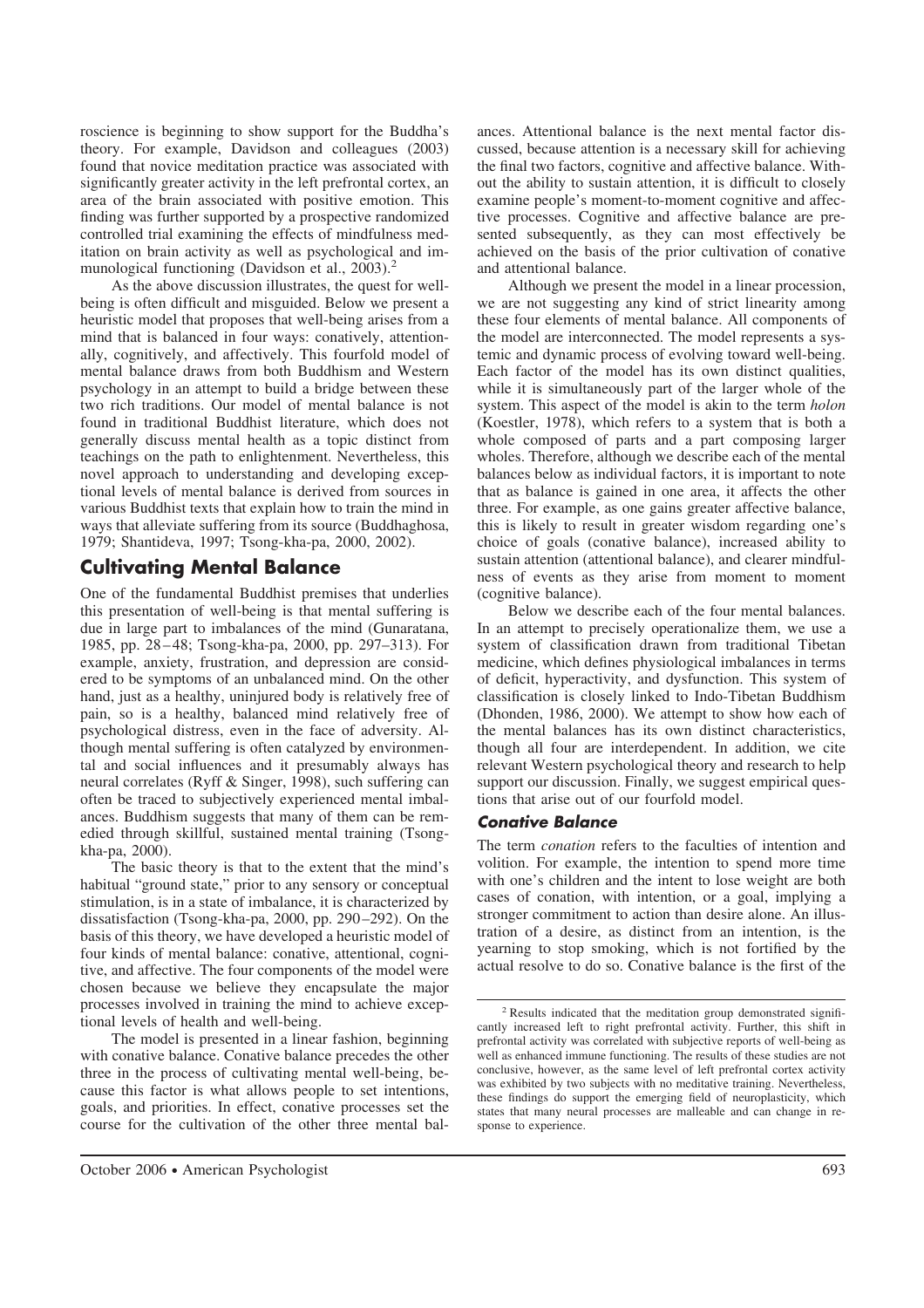roscience is beginning to show support for the Buddha's theory. For example, Davidson and colleagues (2003) found that novice meditation practice was associated with significantly greater activity in the left prefrontal cortex, an area of the brain associated with positive emotion. This finding was further supported by a prospective randomized controlled trial examining the effects of mindfulness meditation on brain activity as well as psychological and immunological functioning (Davidson et al., 2003).[2]

As the above discussion illustrates, the quest for well-being is often difficult and misguided. Below we present a heuristic model that proposes that well-being arises from a mind that is balanced in four ways: conatively, attentionally, cognitively, and affectively. This fourfold model of mental balance draws from both Buddhism and Western psychology in an attempt to build a bridge between these two rich traditions. Our model of mental balance is not found in traditional Buddhist literature, which does not generally discuss mental health as a topic distinct from teachings on the path to enlightenment. Nevertheless, this novel approach to understanding and developing exceptional levels of mental balance is derived from sources in various Buddhist texts that explain how to train the mind in ways that alleviate suffering from its source (Buddhaghosa, 1979; Shantideva, 1997; Tsong-kha-pa, 2000, 2002).

## Cultivating Mental Balance

One of the fundamental Buddhist premises that underlies this presentation of well-being is that mental suffering is due in large part to imbalances of the mind (Gunaratana, 1985, pp. 28–48; Tsong-kha-pa, 2000, pp. 297–313). For example, anxiety, frustration, and depression are considered to be symptoms of an unbalanced mind. On the other hand, just as a healthy, uninjured body is relatively free of pain, so is a healthy, balanced mind relatively free of psychological distress, even in the face of adversity. Although mental suffering is often catalyzed by environmental and social influences and it presumably always has neural correlates (Ryff & Singer, 1998), such suffering can often be traced to subjectively experienced mental imbalances. Buddhism suggests that many of them can be remedied through skillful, sustained mental training (Tsong-kha-pa, 2000).

The basic theory is that to the extent that the mind's habitual "ground state," prior to any sensory or conceptual stimulation, is in a state of imbalance, it is characterized by dissatisfaction (Tsong-kha-pa, 2000, pp. 290–292). On the basis of this theory, we have developed a heuristic model of four kinds of mental balance: conative, attentional, cognitive, and affective. The four components of the model were chosen because we believe they encapsulate the major processes involved in training the mind to achieve exceptional levels of health and well-being.

The model is presented in a linear fashion, beginning with conative balance. Conative balance precedes the other three in the process of cultivating mental well-being, because this factor is what allows people to set intentions, goals, and priorities. In effect, conative processes set the course for the cultivation of the other three mental balances. Attentional balance is the next mental factor discussed, because attention is a necessary skill for achieving the final two factors, cognitive and affective balance. Without the ability to sustain attention, it is difficult to closely examine people's moment-to-moment cognitive and affective processes. Cognitive and affective balance are presented subsequently, as they can most effectively be achieved on the basis of the prior cultivation of conative and attentional balance.

Although we present the model in a linear procession, we are not suggesting any kind of strict linearity among these four elements of mental balance. All components of the model are interconnected. The model represents a systemic and dynamic process of evolving toward well-being. Each factor of the model has its own distinct qualities, while it is simultaneously part of the larger whole of the system. This aspect of the model is akin to the term *holon* (Koestler, 1978), which refers to a system that is both a whole composed of parts and a part composing larger wholes. Therefore, although we describe each of the mental balances below as individual factors, it is important to note that as balance is gained in one area, it affects the other three. For example, as one gains greater affective balance, this is likely to result in greater wisdom regarding one's choice of goals (conative balance), increased ability to sustain attention (attentional balance), and clearer mindfulness of events as they arise from moment to moment (cognitive balance).

Below we describe each of the four mental balances. In an attempt to precisely operationalize them, we use a system of classification drawn from traditional Tibetan medicine, which defines physiological imbalances in terms of deficit, hyperactivity, and dysfunction. This system of classification is closely linked to Indo-Tibetan Buddhism (Dhonden, 1986, 2000). We attempt to show how each of the mental balances has its own distinct characteristics, though all four are interdependent. In addition, we cite relevant Western psychological theory and research to help support our discussion. Finally, we suggest empirical questions that arise out of our fourfold model.

### Conative Balance

The term *conation* refers to the faculties of intention and volition. For example, the intention to spend more time with one's children and the intent to lose weight are both cases of conation, with intention, or a goal, implying a stronger commitment to action than desire alone. An illustration of a desire, as distinct from an intention, is the yearning to stop smoking, which is not fortified by the actual resolve to do so. Conative balance is the first of the

[2] Results indicated that the meditation group demonstrated significantly increased left to right prefrontal activity. Further, this shift in prefrontal activity was correlated with subjective reports of well-being as well as enhanced immune functioning. The results of these studies are not conclusive, however, as the same level of left prefrontal cortex activity was exhibited by two subjects with no meditative training. Nevertheless, these findings do support the emerging field of neuroplasticity, which states that many neural processes are malleable and can change in response to experience.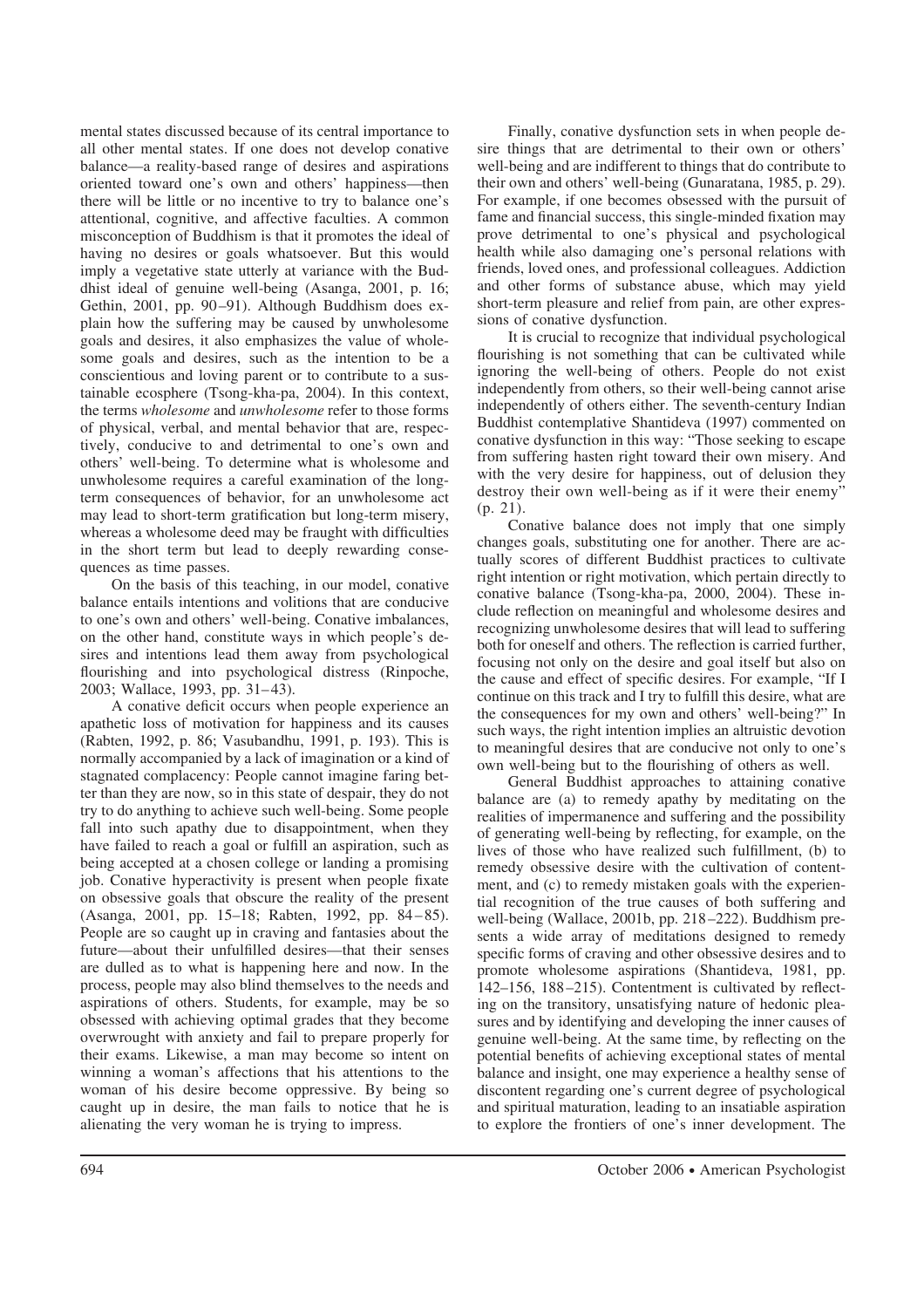mental states discussed because of its central importance to all other mental states. If one does not develop conative balance—a reality-based range of desires and aspirations oriented toward one's own and others' happiness—then there will be little or no incentive to try to balance one's attentional, cognitive, and affective faculties. A common misconception of Buddhism is that it promotes the ideal of having no desires or goals whatsoever. But this would imply a vegetative state utterly at variance with the Buddhist ideal of genuine well-being (Asanga, 2001, p. 16; Gethin, 2001, pp. 90–91). Although Buddhism does explain how the suffering may be caused by unwholesome goals and desires, it also emphasizes the value of wholesome goals and desires, such as the intention to be a conscientious and loving parent or to contribute to a sustainable ecosphere (Tsong-kha-pa, 2004). In this context, the terms *wholesome* and *unwholesome* refer to those forms of physical, verbal, and mental behavior that are, respectively, conducive to and detrimental to one's own and others' well-being. To determine what is wholesome and unwholesome requires a careful examination of the long-term consequences of behavior, for an unwholesome act may lead to short-term gratification but long-term misery, whereas a wholesome deed may be fraught with difficulties in the short term but lead to deeply rewarding consequences as time passes.

On the basis of this teaching, in our model, conative balance entails intentions and volitions that are conducive to one's own and others' well-being. Conative imbalances, on the other hand, constitute ways in which people's desires and intentions lead them away from psychological flourishing and into psychological distress (Rinpoche, 2003; Wallace, 1993, pp. 31–43).

A conative deficit occurs when people experience an apathetic loss of motivation for happiness and its causes (Rabten, 1992, p. 86; Vasubandhu, 1991, p. 193). This is normally accompanied by a lack of imagination or a kind of stagnated complacency: People cannot imagine faring better than they are now, so in this state of despair, they do not try to do anything to achieve such well-being. Some people fall into such apathy due to disappointment, when they have failed to reach a goal or fulfill an aspiration, such as being accepted at a chosen college or landing a promising job. Conative hyperactivity is present when people fixate on obsessive goals that obscure the reality of the present (Asanga, 2001, pp. 15–18; Rabten, 1992, pp. 84–85). People are so caught up in craving and fantasies about the future—about their unfulfilled desires—that their senses are dulled as to what is happening here and now. In the process, people may also blind themselves to the needs and aspirations of others. Students, for example, may be so obsessed with achieving optimal grades that they become overwrought with anxiety and fail to prepare properly for their exams. Likewise, a man may become so intent on winning a woman's affections that his attentions to the woman of his desire become oppressive. By being so caught up in desire, the man fails to notice that he is alienating the very woman he is trying to impress.

Finally, conative dysfunction sets in when people desire things that are detrimental to their own or others' well-being and are indifferent to things that do contribute to their own and others' well-being (Gunaratana, 1985, p. 29). For example, if one becomes obsessed with the pursuit of fame and financial success, this single-minded fixation may prove detrimental to one's physical and psychological health while also damaging one's personal relations with friends, loved ones, and professional colleagues. Addiction and other forms of substance abuse, which may yield short-term pleasure and relief from pain, are other expressions of conative dysfunction.

It is crucial to recognize that individual psychological flourishing is not something that can be cultivated while ignoring the well-being of others. People do not exist independently from others, so their well-being cannot arise independently of others either. The seventh-century Indian Buddhist contemplative Shantideva (1997) commented on conative dysfunction in this way: "Those seeking to escape from suffering hasten right toward their own misery. And with the very desire for happiness, out of delusion they destroy their own well-being as if it were their enemy" (p. 21).

Conative balance does not imply that one simply changes goals, substituting one for another. There are actually scores of different Buddhist practices to cultivate right intention or right motivation, which pertain directly to conative balance (Tsong-kha-pa, 2000, 2004). These include reflection on meaningful and wholesome desires and recognizing unwholesome desires that will lead to suffering both for oneself and others. The reflection is carried further, focusing not only on the desire and goal itself but also on the cause and effect of specific desires. For example, "If I continue on this track and I try to fulfill this desire, what are the consequences for my own and others' well-being?" In such ways, the right intention implies an altruistic devotion to meaningful desires that are conducive not only to one's own well-being but to the flourishing of others as well.

General Buddhist approaches to attaining conative balance are (a) to remedy apathy by meditating on the realities of impermanence and suffering and the possibility of generating well-being by reflecting, for example, on the lives of those who have realized such fulfillment, (b) to remedy obsessive desire with the cultivation of contentment, and (c) to remedy mistaken goals with the experiential recognition of the true causes of both suffering and well-being (Wallace, 2001b, pp. 218–222). Buddhism presents a wide array of meditations designed to remedy specific forms of craving and other obsessive desires and to promote wholesome aspirations (Shantideva, 1981, pp. 142–156, 188–215). Contentment is cultivated by reflecting on the transitory, unsatisfying nature of hedonic pleasures and by identifying and developing the inner causes of genuine well-being. At the same time, by reflecting on the potential benefits of achieving exceptional states of mental balance and insight, one may experience a healthy sense of discontent regarding one's current degree of psychological and spiritual maturation, leading to an insatiable aspiration to explore the frontiers of one's inner development. The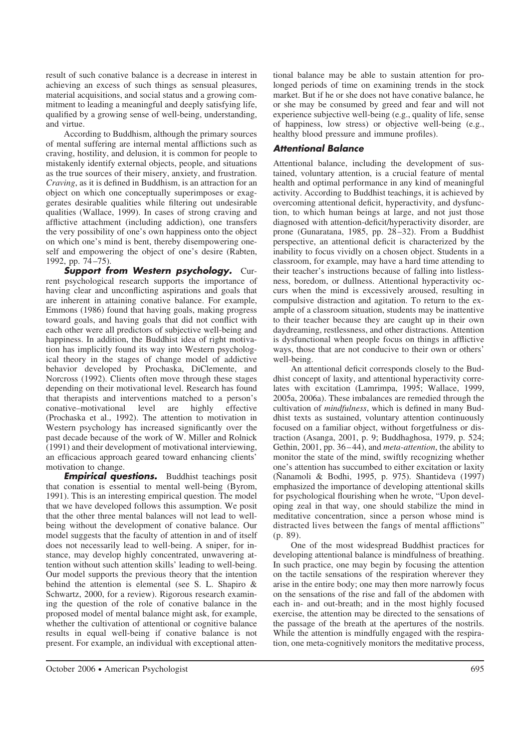result of such conative balance is a decrease in interest in achieving an excess of such things as sensual pleasures, material acquisitions, and social status and a growing commitment to leading a meaningful and deeply satisfying life, qualified by a growing sense of well-being, understanding, and virtue.

According to Buddhism, although the primary sources of mental suffering are internal mental afflictions such as craving, hostility, and delusion, it is common for people to mistakenly identify external objects, people, and situations as the true sources of their misery, anxiety, and frustration. *Craving*, as it is defined in Buddhism, is an attraction for an object on which one conceptually superimposes or exaggerates desirable qualities while filtering out undesirable qualities (Wallace, 1999). In cases of strong craving and afflictive attachment (including addiction), one transfers the very possibility of one's own happiness onto the object on which one's mind is bent, thereby disempowering oneself and empowering the object of one's desire (Rabten, 1992, pp. 74–75).

***Support from Western psychology.*** Current psychological research supports the importance of having clear and unconflicting aspirations and goals that are inherent in attaining conative balance. For example, Emmons (1986) found that having goals, making progress toward goals, and having goals that did not conflict with each other were all predictors of subjective well-being and happiness. In addition, the Buddhist idea of right motivation has implicitly found its way into Western psychological theory in the stages of change model of addictive behavior developed by Prochaska, DiClemente, and Norcross (1992). Clients often move through these stages depending on their motivational level. Research has found that therapists and interventions matched to a person's conative–motivational level are highly effective (Prochaska et al., 1992). The attention to motivation in Western psychology has increased significantly over the past decade because of the work of W. Miller and Rolnick (1991) and their development of motivational interviewing, an efficacious approach geared toward enhancing clients' motivation to change.

***Empirical questions.*** Buddhist teachings posit that conation is essential to mental well-being (Byrom, 1991). This is an interesting empirical question. The model that we have developed follows this assumption. We posit that the other three mental balances will not lead to well-being without the development of conative balance. Our model suggests that the faculty of attention in and of itself does not necessarily lead to well-being. A sniper, for instance, may develop highly concentrated, unwavering attention without such attention skills' leading to well-being. Our model supports the previous theory that the intention behind the attention is elemental (see S. L. Shapiro & Schwartz, 2000, for a review). Rigorous research examining the question of the role of conative balance in the proposed model of mental balance might ask, for example, whether the cultivation of attentional or cognitive balance results in equal well-being if conative balance is not present. For example, an individual with exceptional attentional balance may be able to sustain attention for prolonged periods of time on examining trends in the stock market. But if he or she does not have conative balance, he or she may be consumed by greed and fear and will not experience subjective well-being (e.g., quality of life, sense of happiness, low stress) or objective well-being (e.g., healthy blood pressure and immune profiles).

### Attentional Balance

Attentional balance, including the development of sustained, voluntary attention, is a crucial feature of mental health and optimal performance in any kind of meaningful activity. According to Buddhist teachings, it is achieved by overcoming attentional deficit, hyperactivity, and dysfunction, to which human beings at large, and not just those diagnosed with attention-deficit/hyperactivity disorder, are prone (Gunaratana, 1985, pp. 28–32). From a Buddhist perspective, an attentional deficit is characterized by the inability to focus vividly on a chosen object. Students in a classroom, for example, may have a hard time attending to their teacher's instructions because of falling into listlessness, boredom, or dullness. Attentional hyperactivity occurs when the mind is excessively aroused, resulting in compulsive distraction and agitation. To return to the example of a classroom situation, students may be inattentive to their teacher because they are caught up in their own daydreaming, restlessness, and other distractions. Attention is dysfunctional when people focus on things in afflictive ways, those that are not conducive to their own or others' well-being.

An attentional deficit corresponds closely to the Buddhist concept of laxity, and attentional hyperactivity correlates with excitation (Lamrimpa, 1995; Wallace, 1999, 2005a, 2006a). These imbalances are remedied through the cultivation of *mindfulness*, which is defined in many Buddhist texts as sustained, voluntary attention continuously focused on a familiar object, without forgetfulness or distraction (Asanga, 2001, p. 9; Buddhaghosa, 1979, p. 524; Gethin, 2001, pp. 36–44), and *meta-attention*, the ability to monitor the state of the mind, swiftly recognizing whether one's attention has succumbed to either excitation or laxity (Ñanamoli & Bodhi, 1995, p. 975). Shantideva (1997) emphasized the importance of developing attentional skills for psychological flourishing when he wrote, "Upon developing zeal in that way, one should stabilize the mind in meditative concentration, since a person whose mind is distracted lives between the fangs of mental afflictions" (p. 89).

One of the most widespread Buddhist practices for developing attentional balance is mindfulness of breathing. In such practice, one may begin by focusing the attention on the tactile sensations of the respiration wherever they arise in the entire body; one may then more narrowly focus on the sensations of the rise and fall of the abdomen with each in- and out-breath; and in the most highly focused exercise, the attention may be directed to the sensations of the passage of the breath at the apertures of the nostrils. While the attention is mindfully engaged with the respiration, one meta-cognitively monitors the meditative process,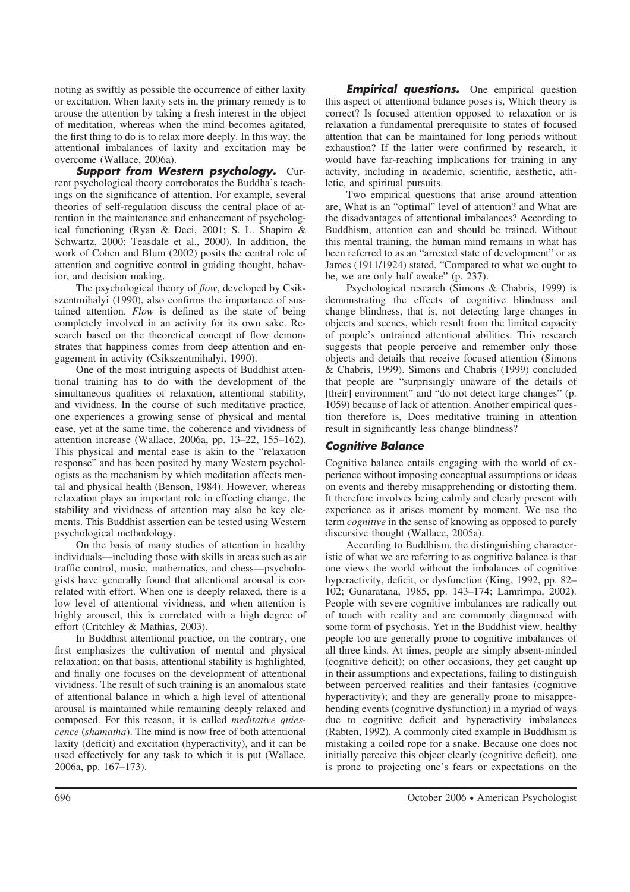noting as swiftly as possible the occurrence of either laxity or excitation. When laxity sets in, the primary remedy is to arouse the attention by taking a fresh interest in the object of meditation, whereas when the mind becomes agitated, the first thing to do is to relax more deeply. In this way, the attentional imbalances of laxity and excitation may be overcome (Wallace, 2006a).

***Support from Western psychology.*** Current psychological theory corroborates the Buddha's teachings on the significance of attention. For example, several theories of self-regulation discuss the central place of attention in the maintenance and enhancement of psychological functioning (Ryan & Deci, 2001; S. L. Shapiro & Schwartz, 2000; Teasdale et al., 2000). In addition, the work of Cohen and Blum (2002) posits the central role of attention and cognitive control in guiding thought, behavior, and decision making.

The psychological theory of *flow*, developed by Csikszentmihalyi (1990), also confirms the importance of sustained attention. *Flow* is defined as the state of being completely involved in an activity for its own sake. Research based on the theoretical concept of flow demonstrates that happiness comes from deep attention and engagement in activity (Csikszentmihalyi, 1990).

One of the most intriguing aspects of Buddhist attentional training has to do with the development of the simultaneous qualities of relaxation, attentional stability, and vividness. In the course of such meditative practice, one experiences a growing sense of physical and mental ease, yet at the same time, the coherence and vividness of attention increase (Wallace, 2006a, pp. 13–22, 155–162). This physical and mental ease is akin to the "relaxation response" and has been posited by many Western psychologists as the mechanism by which meditation affects mental and physical health (Benson, 1984). However, whereas relaxation plays an important role in effecting change, the stability and vividness of attention may also be key elements. This Buddhist assertion can be tested using Western psychological methodology.

On the basis of many studies of attention in healthy individuals—including those with skills in areas such as air traffic control, music, mathematics, and chess—psychologists have generally found that attentional arousal is correlated with effort. When one is deeply relaxed, there is a low level of attentional vividness, and when attention is highly aroused, this is correlated with a high degree of effort (Critchley & Mathias, 2003).

In Buddhist attentional practice, on the contrary, one first emphasizes the cultivation of mental and physical relaxation; on that basis, attentional stability is highlighted, and finally one focuses on the development of attentional vividness. The result of such training is an anomalous state of attentional balance in which a high level of attentional arousal is maintained while remaining deeply relaxed and composed. For this reason, it is called *meditative quiescence* (*shamatha*). The mind is now free of both attentional laxity (deficit) and excitation (hyperactivity), and it can be used effectively for any task to which it is put (Wallace, 2006a, pp. 167–173).

***Empirical questions.*** One empirical question this aspect of attentional balance poses is, Which theory is correct? Is focused attention opposed to relaxation or is relaxation a fundamental prerequisite to states of focused attention that can be maintained for long periods without exhaustion? If the latter were confirmed by research, it would have far-reaching implications for training in any activity, including in academic, scientific, aesthetic, athletic, and spiritual pursuits.

Two empirical questions that arise around attention are, What is an "optimal" level of attention? and What are the disadvantages of attentional imbalances? According to Buddhism, attention can and should be trained. Without this mental training, the human mind remains in what has been referred to as an "arrested state of development" or as James (1911/1924) stated, "Compared to what we ought to be, we are only half awake" (p. 237).

Psychological research (Simons & Chabris, 1999) is demonstrating the effects of cognitive blindness and change blindness, that is, not detecting large changes in objects and scenes, which result from the limited capacity of people's untrained attentional abilities. This research suggests that people perceive and remember only those objects and details that receive focused attention (Simons & Chabris, 1999). Simons and Chabris (1999) concluded that people are "surprisingly unaware of the details of [their] environment" and "do not detect large changes" (p. 1059) because of lack of attention. Another empirical question therefore is, Does meditative training in attention result in significantly less change blindness?

## *Cognitive Balance*

Cognitive balance entails engaging with the world of experience without imposing conceptual assumptions or ideas on events and thereby misapprehending or distorting them. It therefore involves being calmly and clearly present with experience as it arises moment by moment. We use the term *cognitive* in the sense of knowing as opposed to purely discursive thought (Wallace, 2005a).

According to Buddhism, the distinguishing characteristic of what we are referring to as cognitive balance is that one views the world without the imbalances of cognitive hyperactivity, deficit, or dysfunction (King, 1992, pp. 82–102; Gunaratana, 1985, pp. 143–174; Lamrimpa, 2002). People with severe cognitive imbalances are radically out of touch with reality and are commonly diagnosed with some form of psychosis. Yet in the Buddhist view, healthy people too are generally prone to cognitive imbalances of all three kinds. At times, people are simply absent-minded (cognitive deficit); on other occasions, they get caught up in their assumptions and expectations, failing to distinguish between perceived realities and their fantasies (cognitive hyperactivity); and they are generally prone to misapprehending events (cognitive dysfunction) in a myriad of ways due to cognitive deficit and hyperactivity imbalances (Rabten, 1992). A commonly cited example in Buddhism is mistaking a coiled rope for a snake. Because one does not initially perceive this object clearly (cognitive deficit), one is prone to projecting one's fears or expectations on the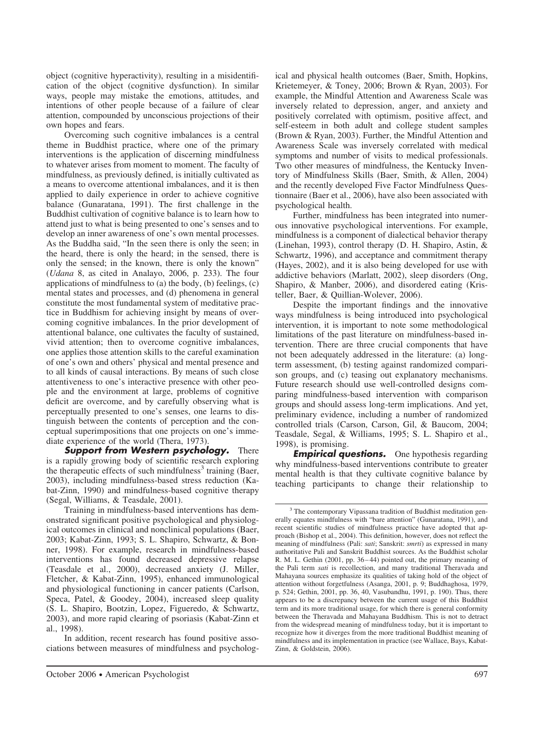object (cognitive hyperactivity), resulting in a misidentification of the object (cognitive dysfunction). In similar ways, people may mistake the emotions, attitudes, and intentions of other people because of a failure of clear attention, compounded by unconscious projections of their own hopes and fears.

Overcoming such cognitive imbalances is a central theme in Buddhist practice, where one of the primary interventions is the application of discerning mindfulness to whatever arises from moment to moment. The faculty of mindfulness, as previously defined, is initially cultivated as a means to overcome attentional imbalances, and it is then applied to daily experience in order to achieve cognitive balance (Gunaratana, 1991). The first challenge in the Buddhist cultivation of cognitive balance is to learn how to attend just to what is being presented to one's senses and to develop an inner awareness of one's own mental processes. As the Buddha said, "In the seen there is only the seen; in the heard, there is only the heard; in the sensed, there is only the sensed; in the known, there is only the known" (*Udana* 8, as cited in Analayo, 2006, p. 233). The four applications of mindfulness to (a) the body, (b) feelings, (c) mental states and processes, and (d) phenomena in general constitute the most fundamental system of meditative practice in Buddhism for achieving insight by means of overcoming cognitive imbalances. In the prior development of attentional balance, one cultivates the faculty of sustained, vivid attention; then to overcome cognitive imbalances, one applies those attention skills to the careful examination of one's own and others' physical and mental presence and to all kinds of causal interactions. By means of such close attentiveness to one's interactive presence with other people and the environment at large, problems of cognitive deficit are overcome, and by carefully observing what is perceptually presented to one's senses, one learns to distinguish between the contents of perception and the conceptual superimpositions that one projects on one's immediate experience of the world (Thera, 1973).

***Support from Western psychology.*** There is a rapidly growing body of scientific research exploring the therapeutic effects of such mindfulness[3] training (Baer, 2003), including mindfulness-based stress reduction (Kabat-Zinn, 1990) and mindfulness-based cognitive therapy (Segal, Williams, & Teasdale, 2001).

Training in mindfulness-based interventions has demonstrated significant positive psychological and physiological outcomes in clinical and nonclinical populations (Baer, 2003; Kabat-Zinn, 1993; S. L. Shapiro, Schwartz, & Bonner, 1998). For example, research in mindfulness-based interventions has found decreased depressive relapse (Teasdale et al., 2000), decreased anxiety (J. Miller, Fletcher, & Kabat-Zinn, 1995), enhanced immunological and physiological functioning in cancer patients (Carlson, Speca, Patel, & Goodey, 2004), increased sleep quality (S. L. Shapiro, Bootzin, Lopez, Figueredo, & Schwartz, 2003), and more rapid clearing of psoriasis (Kabat-Zinn et al., 1998).

In addition, recent research has found positive associations between measures of mindfulness and psychological and physical health outcomes (Baer, Smith, Hopkins, Krietemeyer, & Toney, 2006; Brown & Ryan, 2003). For example, the Mindful Attention and Awareness Scale was inversely related to depression, anger, and anxiety and positively correlated with optimism, positive affect, and self-esteem in both adult and college student samples (Brown & Ryan, 2003). Further, the Mindful Attention and Awareness Scale was inversely correlated with medical symptoms and number of visits to medical professionals. Two other measures of mindfulness, the Kentucky Inventory of Mindfulness Skills (Baer, Smith, & Allen, 2004) and the recently developed Five Factor Mindfulness Questionnaire (Baer et al., 2006), have also been associated with psychological health.

Further, mindfulness has been integrated into numerous innovative psychological interventions. For example, mindfulness is a component of dialectical behavior therapy (Linehan, 1993), control therapy (D. H. Shapiro, Astin, & Schwartz, 1996), and acceptance and commitment therapy (Hayes, 2002), and it is also being developed for use with addictive behaviors (Marlatt, 2002), sleep disorders (Ong, Shapiro, & Manber, 2006), and disordered eating (Kristeller, Baer, & Quillian-Wolever, 2006).

Despite the important findings and the innovative ways mindfulness is being introduced into psychological intervention, it is important to note some methodological limitations of the past literature on mindfulness-based intervention. There are three crucial components that have not been adequately addressed in the literature: (a) long-term assessment, (b) testing against randomized comparison groups, and (c) teasing out explanatory mechanisms. Future research should use well-controlled designs comparing mindfulness-based intervention with comparison groups and should assess long-term implications. And yet, preliminary evidence, including a number of randomized controlled trials (Carson, Carson, Gil, & Baucom, 2004; Teasdale, Segal, & Williams, 1995; S. L. Shapiro et al., 1998), is promising.

***Empirical questions.*** One hypothesis regarding why mindfulness-based interventions contribute to greater mental health is that they cultivate cognitive balance by teaching participants to change their relationship to

---

[3] The contemporary Vipassana tradition of Buddhist meditation generally equates mindfulness with "bare attention" (Gunaratana, 1991), and recent scientific studies of mindfulness practice have adopted that approach (Bishop et al., 2004). This definition, however, does not reflect the meaning of mindfulness (Pali: *sati*; Sanskrit: *smrti*) as expressed in many authoritative Pali and Sanskrit Buddhist sources. As the Buddhist scholar R. M. L. Gethin (2001, pp. 36–44) pointed out, the primary meaning of the Pali term *sati* is recollection, and many traditional Theravada and Mahayana sources emphasize its qualities of taking hold of the object of attention without forgetfulness (Asanga, 2001, p. 9; Buddhaghosa, 1979, p. 524; Gethin, 2001, pp. 36, 40, Vasubandhu, 1991, p. 190). Thus, there appears to be a discrepancy between the current usage of this Buddhist term and its more traditional usage, for which there is general conformity between the Theravada and Mahayana Buddhism. This is not to detract from the widespread meaning of mindfulness today, but it is important to recognize how it diverges from the more traditional Buddhist meaning of mindfulness and its implementation in practice (see Wallace, Bays, Kabat-Zinn, & Goldstein, 2006).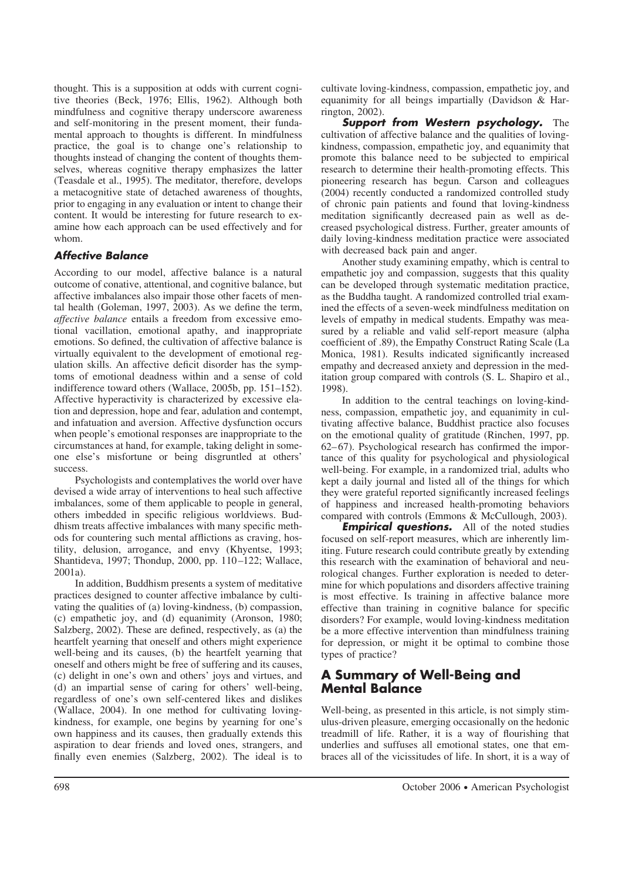thought. This is a supposition at odds with current cognitive theories (Beck, 1976; Ellis, 1962). Although both mindfulness and cognitive therapy underscore awareness and self-monitoring in the present moment, their fundamental approach to thoughts is different. In mindfulness practice, the goal is to change one's relationship to thoughts instead of changing the content of thoughts themselves, whereas cognitive therapy emphasizes the latter (Teasdale et al., 1995). The meditator, therefore, develops a metacognitive state of detached awareness of thoughts, prior to engaging in any evaluation or intent to change their content. It would be interesting for future research to examine how each approach can be used effectively and for whom.

### Affective Balance

According to our model, affective balance is a natural outcome of conative, attentional, and cognitive balance, but affective imbalances also impair those other facets of mental health (Goleman, 1997, 2003). As we define the term, *affective balance* entails a freedom from excessive emotional vacillation, emotional apathy, and inappropriate emotions. So defined, the cultivation of affective balance is virtually equivalent to the development of emotional regulation skills. An affective deficit disorder has the symptoms of emotional deadness within and a sense of cold indifference toward others (Wallace, 2005b, pp. 151–152). Affective hyperactivity is characterized by excessive elation and depression, hope and fear, adulation and contempt, and infatuation and aversion. Affective dysfunction occurs when people's emotional responses are inappropriate to the circumstances at hand, for example, taking delight in someone else's misfortune or being disgruntled at others' success.

Psychologists and contemplatives the world over have devised a wide array of interventions to heal such affective imbalances, some of them applicable to people in general, others imbedded in specific religious worldviews. Buddhism treats affective imbalances with many specific methods for countering such mental afflictions as craving, hostility, delusion, arrogance, and envy (Khyentse, 1993; Shantideva, 1997; Thondup, 2000, pp. 110–122; Wallace, 2001a).

In addition, Buddhism presents a system of meditative practices designed to counter affective imbalance by cultivating the qualities of (a) loving-kindness, (b) compassion, (c) empathetic joy, and (d) equanimity (Aronson, 1980; Salzberg, 2002). These are defined, respectively, as (a) the heartfelt yearning that oneself and others might experience well-being and its causes, (b) the heartfelt yearning that oneself and others might be free of suffering and its causes, (c) delight in one's own and others' joys and virtues, and (d) an impartial sense of caring for others' well-being, regardless of one's own self-centered likes and dislikes (Wallace, 2004). In one method for cultivating loving-kindness, for example, one begins by yearning for one's own happiness and its causes, then gradually extends this aspiration to dear friends and loved ones, strangers, and finally even enemies (Salzberg, 2002). The ideal is to cultivate loving-kindness, compassion, empathetic joy, and equanimity for all beings impartially (Davidson & Harrington, 2002).

***Support from Western psychology.*** The cultivation of affective balance and the qualities of loving-kindness, compassion, empathetic joy, and equanimity that promote this balance need to be subjected to empirical research to determine their health-promoting effects. This pioneering research has begun. Carson and colleagues (2004) recently conducted a randomized controlled study of chronic pain patients and found that loving-kindness meditation significantly decreased pain as well as decreased psychological distress. Further, greater amounts of daily loving-kindness meditation practice were associated with decreased back pain and anger.

Another study examining empathy, which is central to empathetic joy and compassion, suggests that this quality can be developed through systematic meditation practice, as the Buddha taught. A randomized controlled trial examined the effects of a seven-week mindfulness meditation on levels of empathy in medical students. Empathy was measured by a reliable and valid self-report measure (alpha coefficient of .89), the Empathy Construct Rating Scale (La Monica, 1981). Results indicated significantly increased empathy and decreased anxiety and depression in the meditation group compared with controls (S. L. Shapiro et al., 1998).

In addition to the central teachings on loving-kindness, compassion, empathetic joy, and equanimity in cultivating affective balance, Buddhist practice also focuses on the emotional quality of gratitude (Rinchen, 1997, pp. 62–67). Psychological research has confirmed the importance of this quality for psychological and physiological well-being. For example, in a randomized trial, adults who kept a daily journal and listed all of the things for which they were grateful reported significantly increased feelings of happiness and increased health-promoting behaviors compared with controls (Emmons & McCullough, 2003).

***Empirical questions.*** All of the noted studies focused on self-report measures, which are inherently limiting. Future research could contribute greatly by extending this research with the examination of behavioral and neurological changes. Further exploration is needed to determine for which populations and disorders affective training is most effective. Is training in affective balance more effective than training in cognitive balance for specific disorders? For example, would loving-kindness meditation be a more effective intervention than mindfulness training for depression, or might it be optimal to combine those types of practice?

## A Summary of Well-Being and Mental Balance

Well-being, as presented in this article, is not simply stimulus-driven pleasure, emerging occasionally on the hedonic treadmill of life. Rather, it is a way of flourishing that underlies and suffuses all emotional states, one that embraces all of the vicissitudes of life. In short, it is a way of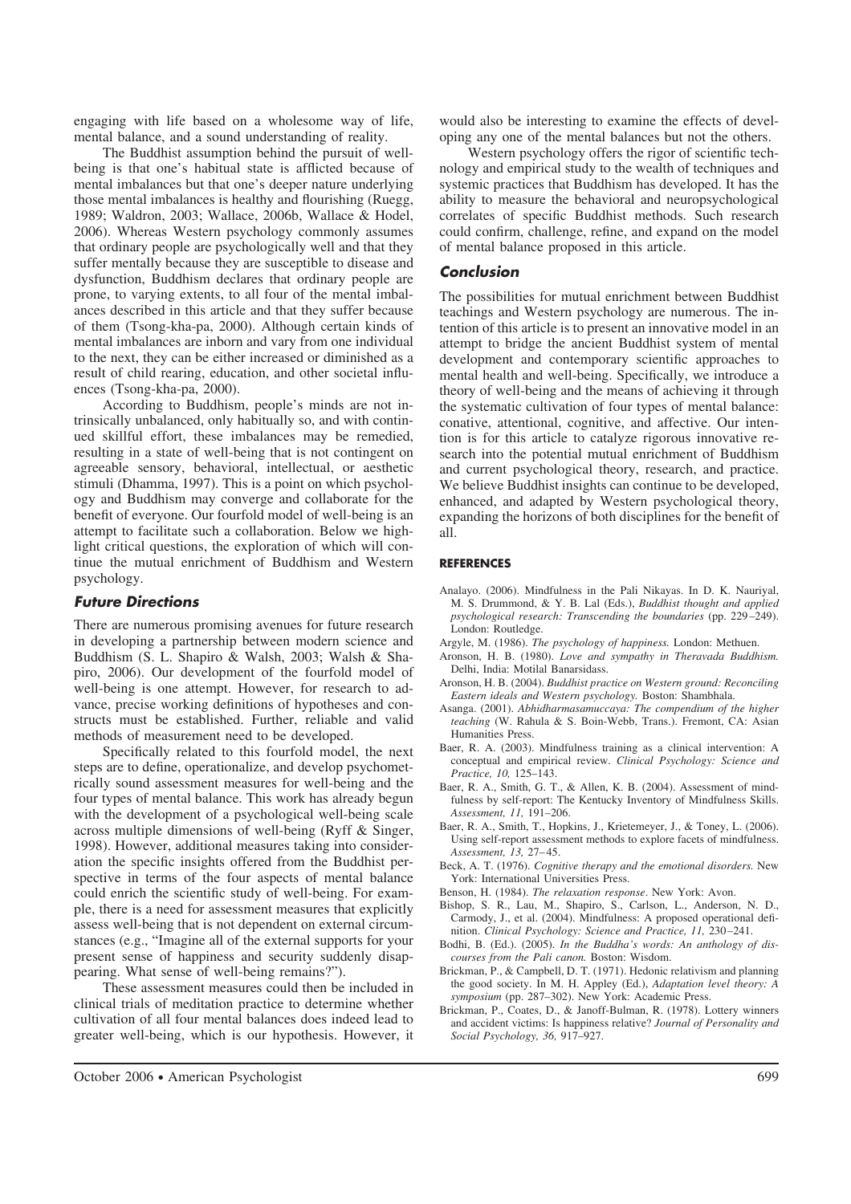engaging with life based on a wholesome way of life, mental balance, and a sound understanding of reality.

The Buddhist assumption behind the pursuit of well-being is that one's habitual state is afflicted because of mental imbalances but that one's deeper nature underlying those mental imbalances is healthy and flourishing (Ruegg, 1989; Waldron, 2003; Wallace, 2006b, Wallace & Hodel, 2006). Whereas Western psychology commonly assumes that ordinary people are psychologically well and that they suffer mentally because they are susceptible to disease and dysfunction, Buddhism declares that ordinary people are prone, to varying extents, to all four of the mental imbalances described in this article and that they suffer because of them (Tsong-kha-pa, 2000). Although certain kinds of mental imbalances are inborn and vary from one individual to the next, they can be either increased or diminished as a result of child rearing, education, and other societal influences (Tsong-kha-pa, 2000).

According to Buddhism, people's minds are not intrinsically unbalanced, only habitually so, and with continued skillful effort, these imbalances may be remedied, resulting in a state of well-being that is not contingent on agreeable sensory, behavioral, intellectual, or aesthetic stimuli (Dhamma, 1997). This is a point on which psychology and Buddhism may converge and collaborate for the benefit of everyone. Our fourfold model of well-being is an attempt to facilitate such a collaboration. Below we highlight critical questions, the exploration of which will continue the mutual enrichment of Buddhism and Western psychology.

## Future Directions

There are numerous promising avenues for future research in developing a partnership between modern science and Buddhism (S. L. Shapiro & Walsh, 2003; Walsh & Shapiro, 2006). Our development of the fourfold model of well-being is one attempt. However, for research to advance, precise working definitions of hypotheses and constructs must be established. Further, reliable and valid methods of measurement need to be developed.

Specifically related to this fourfold model, the next steps are to define, operationalize, and develop psychometrically sound assessment measures for well-being and the four types of mental balance. This work has already begun with the development of a psychological well-being scale across multiple dimensions of well-being (Ryff & Singer, 1998). However, additional measures taking into consideration the specific insights offered from the Buddhist perspective in terms of the four aspects of mental balance could enrich the scientific study of well-being. For example, there is a need for assessment measures that explicitly assess well-being that is not dependent on external circumstances (e.g., "Imagine all of the external supports for your present sense of happiness and security suddenly disappearing. What sense of well-being remains?").

These assessment measures could then be included in clinical trials of meditation practice to determine whether cultivation of all four mental balances does indeed lead to greater well-being, which is our hypothesis. However, it would also be interesting to examine the effects of developing any one of the mental balances but not the others.

Western psychology offers the rigor of scientific technology and empirical study to the wealth of techniques and systemic practices that Buddhism has developed. It has the ability to measure the behavioral and neuropsychological correlates of specific Buddhist methods. Such research could confirm, challenge, refine, and expand on the model of mental balance proposed in this article.

## Conclusion

The possibilities for mutual enrichment between Buddhist teachings and Western psychology are numerous. The intention of this article is to present an innovative model in an attempt to bridge the ancient Buddhist system of mental development and contemporary scientific approaches to mental health and well-being. Specifically, we introduce a theory of well-being and the means of achieving it through the systematic cultivation of four types of mental balance: conative, attentional, cognitive, and affective. Our intention is for this article to catalyze rigorous innovative research into the potential mutual enrichment of Buddhism and current psychological theory, research, and practice. We believe Buddhist insights can continue to be developed, enhanced, and adapted by Western psychological theory, expanding the horizons of both disciplines for the benefit of all.

## REFERENCES

Analayo. (2006). Mindfulness in the Pali Nikayas. In D. K. Nauriyal, M. S. Drummond, & Y. B. Lal (Eds.), *Buddhist thought and applied psychological research: Transcending the boundaries* (pp. 229–249). London: Routledge.

Argyle, M. (1986). *The psychology of happiness.* London: Methuen.

Aronson, H. B. (1980). *Love and sympathy in Theravada Buddhism.* Delhi, India: Motilal Banarsidass.

Aronson, H. B. (2004). *Buddhist practice on Western ground: Reconciling Eastern ideals and Western psychology.* Boston: Shambhala.

Asanga. (2001). *Abhidharmasamuccaya: The compendium of the higher teaching* (W. Rahula & S. Boin-Webb, Trans.). Fremont, CA: Asian Humanities Press.

Baer, R. A. (2003). Mindfulness training as a clinical intervention: A conceptual and empirical review. *Clinical Psychology: Science and Practice, 10,* 125–143.

Baer, R. A., Smith, G. T., & Allen, K. B. (2004). Assessment of mindfulness by self-report: The Kentucky Inventory of Mindfulness Skills. *Assessment, 11,* 191–206.

Baer, R. A., Smith, T., Hopkins, J., Krietemeyer, J., & Toney, L. (2006). Using self-report assessment methods to explore facets of mindfulness. *Assessment, 13,* 27–45.

Beck, A. T. (1976). *Cognitive therapy and the emotional disorders.* New York: International Universities Press.

Benson, H. (1984). *The relaxation response*. New York: Avon.

Bishop, S. R., Lau, M., Shapiro, S., Carlson, L., Anderson, N. D., Carmody, J., et al. (2004). Mindfulness: A proposed operational definition. *Clinical Psychology: Science and Practice, 11,* 230–241.

Bodhi, B. (Ed.). (2005). *In the Buddha's words: An anthology of discourses from the Pali canon.* Boston: Wisdom.

Brickman, P., & Campbell, D. T. (1971). Hedonic relativism and planning the good society. In M. H. Appley (Ed.), *Adaptation level theory: A symposium* (pp. 287–302). New York: Academic Press.

Brickman, P., Coates, D., & Janoff-Bulman, R. (1978). Lottery winners and accident victims: Is happiness relative? *Journal of Personality and Social Psychology, 36,* 917–927.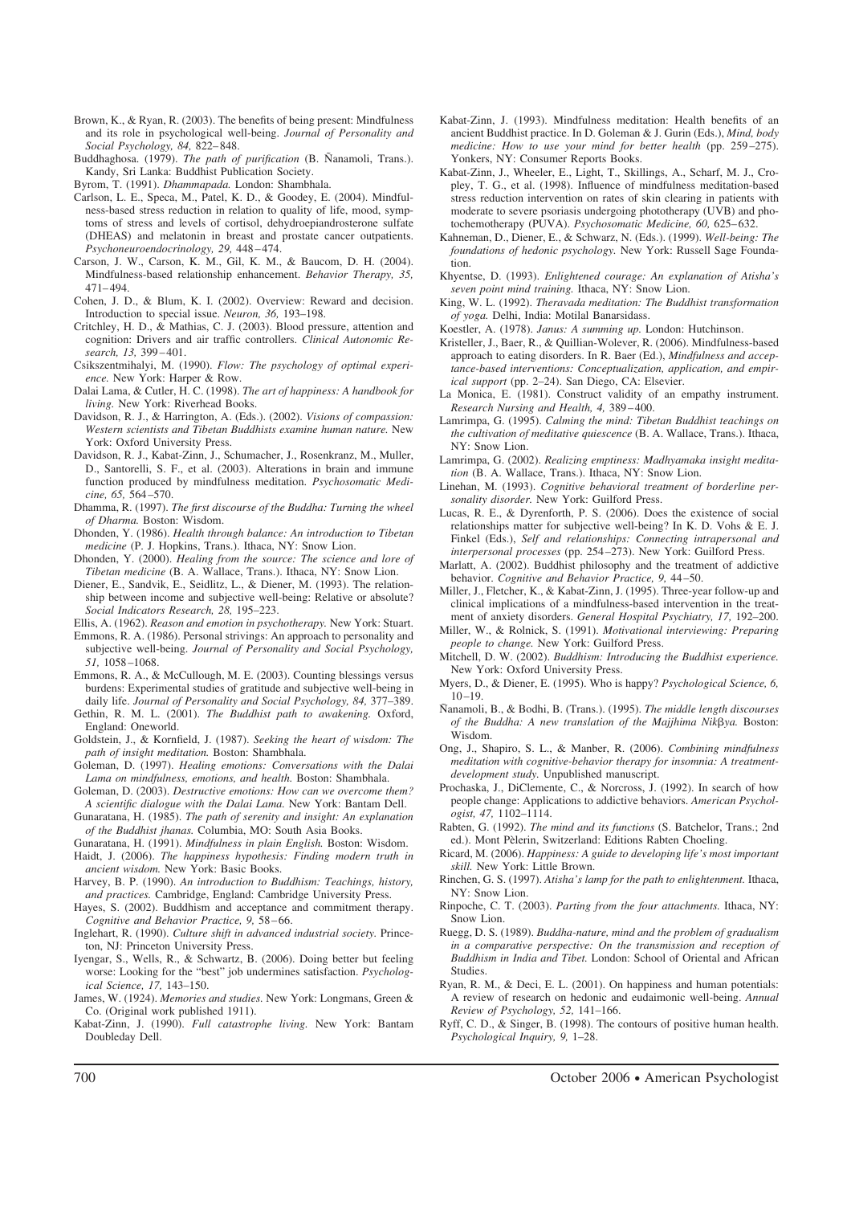Brown, K., & Ryan, R. (2003). The benefits of being present: Mindfulness and its role in psychological well-being. *Journal of Personality and Social Psychology, 84,* 822–848.

Buddhaghosa. (1979). *The path of purification* (B. Ñanamoli, Trans.). Kandy, Sri Lanka: Buddhist Publication Society.

Byrom, T. (1991). *Dhammapada.* London: Shambhala.

Carlson, L. E., Speca, M., Patel, K. D., & Goodey, E. (2004). Mindfulness-based stress reduction in relation to quality of life, mood, symptoms of stress and levels of cortisol, dehydroepiandrosterone sulfate (DHEAS) and melatonin in breast and prostate cancer outpatients. *Psychoneuroendocrinology, 29,* 448–474.

Carson, J. W., Carson, K. M., Gil, K. M., & Baucom, D. H. (2004). Mindfulness-based relationship enhancement. *Behavior Therapy, 35,* 471–494.

Cohen, J. D., & Blum, K. I. (2002). Overview: Reward and decision. Introduction to special issue. *Neuron, 36,* 193–198.

Critchley, H. D., & Mathias, C. J. (2003). Blood pressure, attention and cognition: Drivers and air traffic controllers. *Clinical Autonomic Research, 13,* 399–401.

Csikszentmihalyi, M. (1990). *Flow: The psychology of optimal experience.* New York: Harper & Row.

Dalai Lama, & Cutler, H. C. (1998). *The art of happiness: A handbook for living.* New York: Riverhead Books.

Davidson, R. J., & Harrington, A. (Eds.). (2002). *Visions of compassion: Western scientists and Tibetan Buddhists examine human nature.* New York: Oxford University Press.

Davidson, R. J., Kabat-Zinn, J., Schumacher, J., Rosenkranz, M., Muller, D., Santorelli, S. F., et al. (2003). Alterations in brain and immune function produced by mindfulness meditation. *Psychosomatic Medicine, 65,* 564–570.

Dhamma, R. (1997). *The first discourse of the Buddha: Turning the wheel of Dharma.* Boston: Wisdom.

Dhonden, Y. (1986). *Health through balance: An introduction to Tibetan medicine* (P. J. Hopkins, Trans.). Ithaca, NY: Snow Lion.

Dhonden, Y. (2000). *Healing from the source: The science and lore of Tibetan medicine* (B. A. Wallace, Trans.). Ithaca, NY: Snow Lion.

Diener, E., Sandvik, E., Seidlitz, L., & Diener, M. (1993). The relationship between income and subjective well-being: Relative or absolute? *Social Indicators Research, 28,* 195–223.

Ellis, A. (1962). *Reason and emotion in psychotherapy.* New York: Stuart.

Emmons, R. A. (1986). Personal strivings: An approach to personality and subjective well-being. *Journal of Personality and Social Psychology, 51,* 1058–1068.

Emmons, R. A., & McCullough, M. E. (2003). Counting blessings versus burdens: Experimental studies of gratitude and subjective well-being in daily life. *Journal of Personality and Social Psychology, 84,* 377–389.

Gethin, R. M. L. (2001). *The Buddhist path to awakening.* Oxford, England: Oneworld.

Goldstein, J., & Kornfield, J. (1987). *Seeking the heart of wisdom: The path of insight meditation.* Boston: Shambhala.

Goleman, D. (1997). *Healing emotions: Conversations with the Dalai Lama on mindfulness, emotions, and health.* Boston: Shambhala.

Goleman, D. (2003). *Destructive emotions: How can we overcome them? A scientific dialogue with the Dalai Lama.* New York: Bantam Dell.

Gunaratana, H. (1985). *The path of serenity and insight: An explanation of the Buddhist jhanas.* Columbia, MO: South Asia Books.

Gunaratana, H. (1991). *Mindfulness in plain English.* Boston: Wisdom.

Haidt, J. (2006). *The happiness hypothesis: Finding modern truth in ancient wisdom.* New York: Basic Books.

Harvey, B. P. (1990). *An introduction to Buddhism: Teachings, history, and practices.* Cambridge, England: Cambridge University Press.

Hayes, S. (2002). Buddhism and acceptance and commitment therapy. *Cognitive and Behavior Practice, 9,* 58–66.

Inglehart, R. (1990). *Culture shift in advanced industrial society.* Princeton, NJ: Princeton University Press.

Iyengar, S., Wells, R., & Schwartz, B. (2006). Doing better but feeling worse: Looking for the "best" job undermines satisfaction. *Psychological Science, 17,* 143–150.

James, W. (1924). *Memories and studies.* New York: Longmans, Green & Co. (Original work published 1911).

Kabat-Zinn, J. (1990). *Full catastrophe living.* New York: Bantam Doubleday Dell.

Kabat-Zinn, J. (1993). Mindfulness meditation: Health benefits of an ancient Buddhist practice. In D. Goleman & J. Gurin (Eds.), *Mind, body medicine: How to use your mind for better health* (pp. 259–275). Yonkers, NY: Consumer Reports Books.

Kabat-Zinn, J., Wheeler, E., Light, T., Skillings, A., Scharf, M. J., Cropley, T. G., et al. (1998). Influence of mindfulness meditation-based stress reduction intervention on rates of skin clearing in patients with moderate to severe psoriasis undergoing phototherapy (UVB) and photochemotherapy (PUVA). *Psychosomatic Medicine, 60,* 625–632.

Kahneman, D., Diener, E., & Schwarz, N. (Eds.). (1999). *Well-being: The foundations of hedonic psychology.* New York: Russell Sage Foundation.

Khyentse, D. (1993). *Enlightened courage: An explanation of Atisha's seven point mind training.* Ithaca, NY: Snow Lion.

King, W. L. (1992). *Theravada meditation: The Buddhist transformation of yoga.* Delhi, India: Motilal Banarsidass.

Koestler, A. (1978). *Janus: A summing up.* London: Hutchinson.

Kristeller, J., Baer, R., & Quillian-Wolever, R. (2006). Mindfulness-based approach to eating disorders. In R. Baer (Ed.), *Mindfulness and acceptance-based interventions: Conceptualization, application, and empirical support* (pp. 2–24). San Diego, CA: Elsevier.

La Monica, E. (1981). Construct validity of an empathy instrument. *Research Nursing and Health, 4,* 389–400.

Lamrimpa, G. (1995). *Calming the mind: Tibetan Buddhist teachings on the cultivation of meditative quiescence* (B. A. Wallace, Trans.). Ithaca, NY: Snow Lion.

Lamrimpa, G. (2002). *Realizing emptiness: Madhyamaka insight meditation* (B. A. Wallace, Trans.). Ithaca, NY: Snow Lion.

Linehan, M. (1993). *Cognitive behavioral treatment of borderline personality disorder.* New York: Guilford Press.

Lucas, R. E., & Dyrenforth, P. S. (2006). Does the existence of social relationships matter for subjective well-being? In K. D. Vohs & E. J. Finkel (Eds.), *Self and relationships: Connecting intrapersonal and interpersonal processes* (pp. 254–273). New York: Guilford Press.

Marlatt, A. (2002). Buddhist philosophy and the treatment of addictive behavior. *Cognitive and Behavior Practice, 9,* 44–50.

Miller, J., Fletcher, K., & Kabat-Zinn, J. (1995). Three-year follow-up and clinical implications of a mindfulness-based intervention in the treatment of anxiety disorders. *General Hospital Psychiatry, 17,* 192–200.

Miller, W., & Rolnick, S. (1991). *Motivational interviewing: Preparing people to change.* New York: Guilford Press.

Mitchell, D. W. (2002). *Buddhism: Introducing the Buddhist experience.* New York: Oxford University Press.

Myers, D., & Diener, E. (1995). Who is happy? *Psychological Science, 6,* 10–19.

Ñanamoli, B., & Bodhi, B. (Trans.). (1995). *The middle length discourses of the Buddha: A new translation of the Majjhima Nikβya.* Boston: Wisdom.

Ong, J., Shapiro, S. L., & Manber, R. (2006). *Combining mindfulness meditation with cognitive-behavior therapy for insomnia: A treatment-development study.* Unpublished manuscript.

Prochaska, J., DiClemente, C., & Norcross, J. (1992). In search of how people change: Applications to addictive behaviors. *American Psychologist, 47,* 1102–1114.

Rabten, G. (1992). *The mind and its functions* (S. Batchelor, Trans.; 2nd ed.). Mont Pèlerin, Switzerland: Editions Rabten Choeling.

Ricard, M. (2006). *Happiness: A guide to developing life's most important skill.* New York: Little Brown.

Rinchen, G. S. (1997). *Atisha's lamp for the path to enlightenment.* Ithaca, NY: Snow Lion.

Rinpoche, C. T. (2003). *Parting from the four attachments.* Ithaca, NY: Snow Lion.

Ruegg, D. S. (1989). *Buddha-nature, mind and the problem of gradualism in a comparative perspective: On the transmission and reception of Buddhism in India and Tibet.* London: School of Oriental and African Studies.

Ryan, R. M., & Deci, E. L. (2001). On happiness and human potentials: A review of research on hedonic and eudaimonic well-being. *Annual Review of Psychology, 52,* 141–166.

Ryff, C. D., & Singer, B. (1998). The contours of positive human health. *Psychological Inquiry, 9,* 1–28.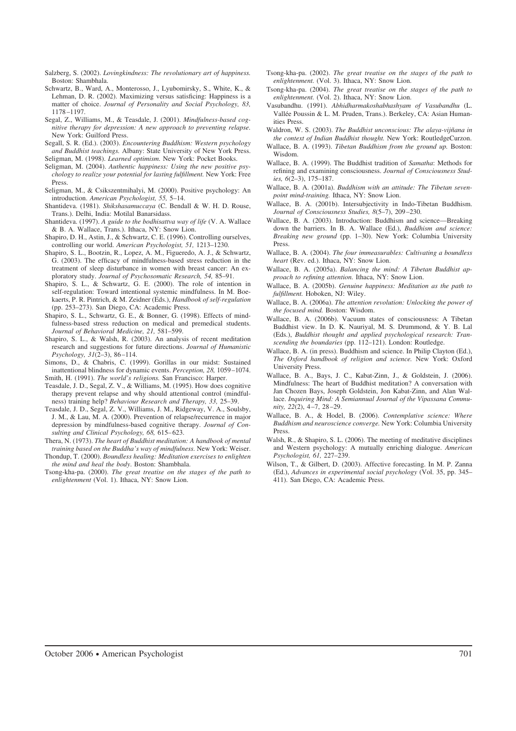Salzberg, S. (2002). *Lovingkindness: The revolutionary art of happiness.* Boston: Shambhala.

Schwartz, B., Ward, A., Monterosso, J., Lyubomirsky, S., White, K., & Lehman, D. R. (2002). Maximizing versus satisficing: Happiness is a matter of choice. *Journal of Personality and Social Psychology, 83,* 1178–1197.

Segal, Z., Williams, M., & Teasdale, J. (2001). *Mindfulness-based cognitive therapy for depression: A new approach to preventing relapse.* New York: Guilford Press.

Segall, S. R. (Ed.). (2003). *Encountering Buddhism: Western psychology and Buddhist teachings.* Albany: State University of New York Press.

Seligman, M. (1998). *Learned optimism.* New York: Pocket Books.

Seligman, M. (2004). *Authentic happiness: Using the new positive psychology to realize your potential for lasting fulfillment.* New York: Free Press.

Seligman, M., & Csikszentmihalyi, M. (2000). Positive psychology: An introduction. *American Psychologist, 55,* 5–14.

Shantideva. (1981). *Shikshasamuccaya* (C. Bendall & W. H. D. Rouse, Trans.). Delhi, India: Motilal Banarsidass.

Shantideva. (1997). *A guide to the bodhisattva way of life* (V. A. Wallace & B. A. Wallace, Trans.). Ithaca, NY: Snow Lion.

Shapiro, D. H., Astin, J., & Schwartz, C. E. (1996). Controlling ourselves, controlling our world. *American Psychologist, 51,* 1213–1230.

Shapiro, S. L., Bootzin, R., Lopez, A. M., Figueredo, A. J., & Schwartz, G. (2003). The efficacy of mindfulness-based stress reduction in the treatment of sleep disturbance in women with breast cancer: An exploratory study. *Journal of Psychosomatic Research, 54,* 85–91.

Shapiro, S. L., & Schwartz, G. E. (2000). The role of intention in self-regulation: Toward intentional systemic mindfulness. In M. Boekaerts, P. R. Pintrich, & M. Zeidner (Eds.), *Handbook of self-regulation* (pp. 253–273). San Diego, CA: Academic Press.

Shapiro, S. L., Schwartz, G. E., & Bonner, G. (1998). Effects of mindfulness-based stress reduction on medical and premedical students. *Journal of Behavioral Medicine, 21,* 581–599.

Shapiro, S. L., & Walsh, R. (2003). An analysis of recent meditation research and suggestions for future directions. *Journal of Humanistic Psychology, 31*(2–3), 86–114.

Simons, D., & Chabris, C. (1999). Gorillas in our midst: Sustained inattentional blindness for dynamic events. *Perception, 28,* 1059–1074.

Smith, H. (1991). *The world's religions.* San Francisco: Harper.

Teasdale, J. D., Segal, Z. V., & Williams, M. (1995). How does cognitive therapy prevent relapse and why should attentional control (mindfulness) training help? *Behaviour Research and Therapy, 33,* 25–39.

Teasdale, J. D., Segal, Z. V., Williams, J. M., Ridgeway, V. A., Soulsby, J. M., & Lau, M. A. (2000). Prevention of relapse/recurrence in major depression by mindfulness-based cognitive therapy. *Journal of Consulting and Clinical Psychology, 68,* 615–623.

Thera, N. (1973). *The heart of Buddhist meditation: A handbook of mental training based on the Buddha's way of mindfulness.* New York: Weiser.

Thondup, T. (2000). *Boundless healing: Meditation exercises to enlighten the mind and heal the body.* Boston: Shambhala.

Tsong-kha-pa. (2000). *The great treatise on the stages of the path to enlightenment* (Vol. 1). Ithaca, NY: Snow Lion.

Tsong-kha-pa. (2002). *The great treatise on the stages of the path to enlightenment.* (Vol. 3). Ithaca, NY: Snow Lion.

Tsong-kha-pa. (2004). *The great treatise on the stages of the path to enlightenment.* (Vol. 2). Ithaca, NY: Snow Lion.

Vasubandhu. (1991). *Abhidharmakoshabhashyam of Vasubandhu* (L. Vallée Poussin & L. M. Pruden, Trans.). Berkeley, CA: Asian Humanities Press.

Waldron, W. S. (2003). *The Buddhist unconscious: The alaya-vijñana in the context of Indian Buddhist thought.* New York: RoutledgeCurzon.

Wallace, B. A. (1993). *Tibetan Buddhism from the ground up.* Boston: Wisdom.

Wallace, B. A. (1999). The Buddhist tradition of *Samatha*: Methods for refining and examining consciousness. *Journal of Consciousness Studies, 6*(2–3), 175–187.

Wallace, B. A. (2001a). *Buddhism with an attitude: The Tibetan seven-point mind-training.* Ithaca, NY: Snow Lion.

Wallace, B. A. (2001b). Intersubjectivity in Indo-Tibetan Buddhism. *Journal of Consciousness Studies, 8*(5–7), 209–230.

Wallace, B. A. (2003). Introduction: Buddhism and science—Breaking down the barriers. In B. A. Wallace (Ed.), *Buddhism and science: Breaking new ground* (pp. 1–30). New York: Columbia University Press.

Wallace, B. A. (2004). *The four immeasurables: Cultivating a boundless heart* (Rev. ed.). Ithaca, NY: Snow Lion.

Wallace, B. A. (2005a). *Balancing the mind: A Tibetan Buddhist approach to refining attention.* Ithaca, NY: Snow Lion.

Wallace, B. A. (2005b). *Genuine happiness: Meditation as the path to fulfillment.* Hoboken, NJ: Wiley.

Wallace, B. A. (2006a). *The attention revolution: Unlocking the power of the focused mind.* Boston: Wisdom.

Wallace, B. A. (2006b). Vacuum states of consciousness: A Tibetan Buddhist view. In D. K. Nauriyal, M. S. Drummond, & Y. B. Lal (Eds.), *Buddhist thought and applied psychological research: Transcending the boundaries* (pp. 112–121). London: Routledge.

Wallace, B. A. (in press). Buddhism and science. In Philip Clayton (Ed.), *The Oxford handbook of religion and science.* New York: Oxford University Press.

Wallace, B. A., Bays, J. C., Kabat-Zinn, J., & Goldstein, J. (2006). Mindfulness: The heart of Buddhist meditation? A conversation with Jan Chozen Bays, Joseph Goldstein, Jon Kabat-Zinn, and Alan Wallace. *Inquiring Mind: A Semiannual Journal of the Vipassana Community, 22*(2), 4–7, 28–29.

Wallace, B. A., & Hodel, B. (2006). *Contemplative science: Where Buddhism and neuroscience converge.* New York: Columbia University Press.

Walsh, R., & Shapiro, S. L. (2006). The meeting of meditative disciplines and Western psychology: A mutually enriching dialogue. *American Psychologist, 61,* 227–239.

Wilson, T., & Gilbert, D. (2003). Affective forecasting. In M. P. Zanna (Ed.), *Advances in experimental social psychology* (Vol. 35, pp. 345–411). San Diego, CA: Academic Press.